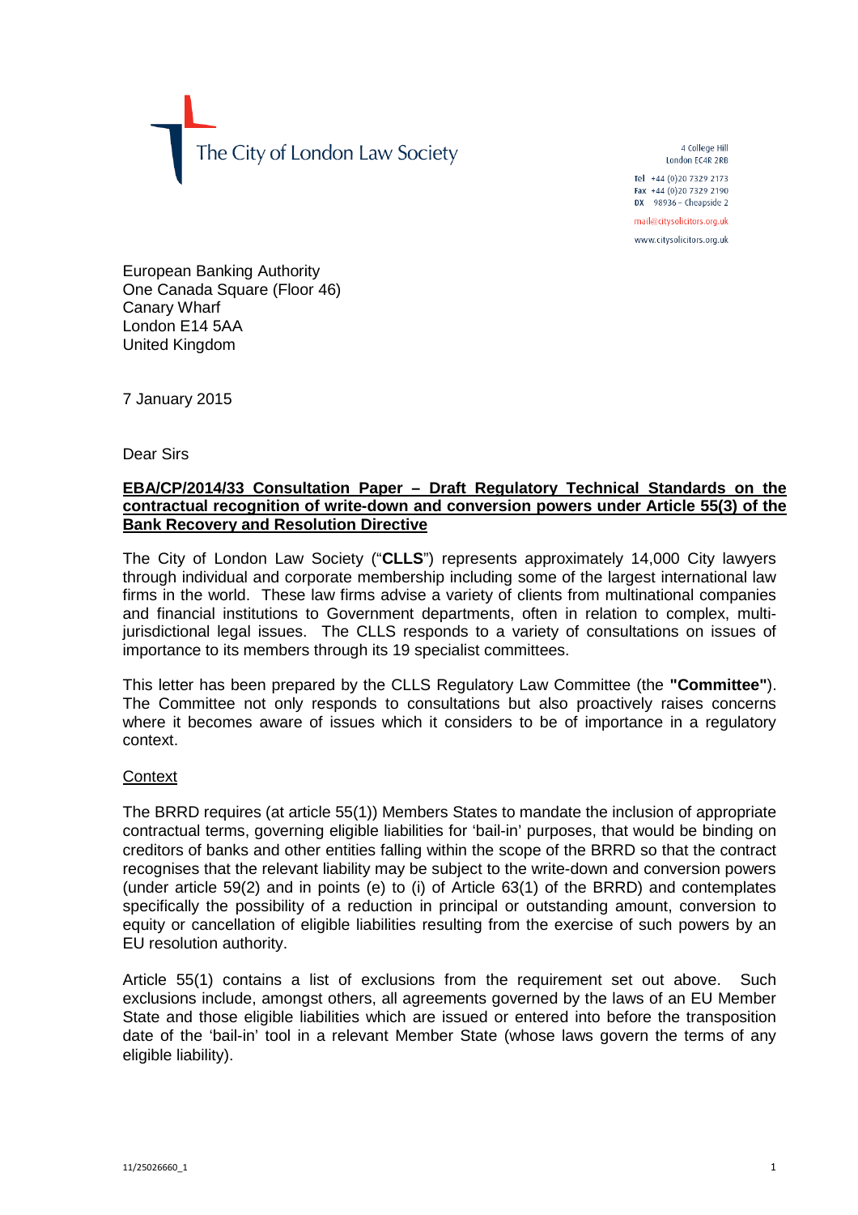The City of London Law Society

4 College Hill
London EC4R 2RB

Tel +44 (0)20 7329 2173
Fax +44 (0)20 7329 2190
DX 98936 – Cheapside 2

mail@citysolicitors.org.uk
www.citysolicitors.org.uk

European Banking Authority
One Canada Square (Floor 46)
Canary Wharf
London E14 5AA
United Kingdom

7 January 2015

Dear Sirs

**EBA/CP/2014/33 Consultation Paper – Draft Regulatory Technical Standards on the contractual recognition of write-down and conversion powers under Article 55(3) of the Bank Recovery and Resolution Directive**

The City of London Law Society ("**CLLS**") represents approximately 14,000 City lawyers through individual and corporate membership including some of the largest international law firms in the world. These law firms advise a variety of clients from multinational companies and financial institutions to Government departments, often in relation to complex, multi-jurisdictional legal issues. The CLLS responds to a variety of consultations on issues of importance to its members through its 19 specialist committees.

This letter has been prepared by the CLLS Regulatory Law Committee (the **"Committee"**). The Committee not only responds to consultations but also proactively raises concerns where it becomes aware of issues which it considers to be of importance in a regulatory context.

Context

The BRRD requires (at article 55(1)) Members States to mandate the inclusion of appropriate contractual terms, governing eligible liabilities for 'bail-in' purposes, that would be binding on creditors of banks and other entities falling within the scope of the BRRD so that the contract recognises that the relevant liability may be subject to the write-down and conversion powers (under article 59(2) and in points (e) to (i) of Article 63(1) of the BRRD) and contemplates specifically the possibility of a reduction in principal or outstanding amount, conversion to equity or cancellation of eligible liabilities resulting from the exercise of such powers by an EU resolution authority.

Article 55(1) contains a list of exclusions from the requirement set out above. Such exclusions include, amongst others, all agreements governed by the laws of an EU Member State and those eligible liabilities which are issued or entered into before the transposition date of the 'bail-in' tool in a relevant Member State (whose laws govern the terms of any eligible liability).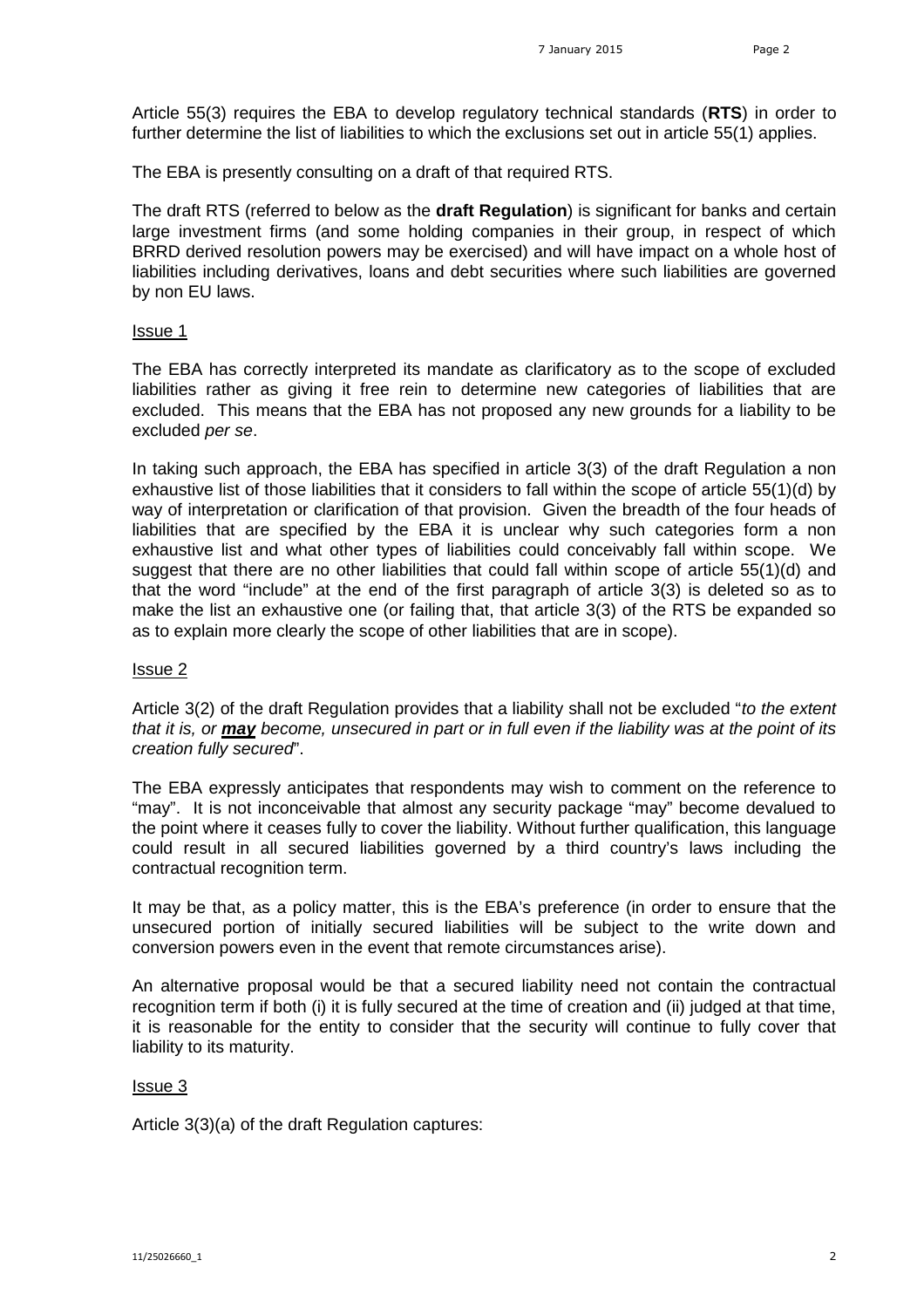Article 55(3) requires the EBA to develop regulatory technical standards (**RTS**) in order to further determine the list of liabilities to which the exclusions set out in article 55(1) applies.

The EBA is presently consulting on a draft of that required RTS.

The draft RTS (referred to below as the **draft Regulation**) is significant for banks and certain large investment firms (and some holding companies in their group, in respect of which BRRD derived resolution powers may be exercised) and will have impact on a whole host of liabilities including derivatives, loans and debt securities where such liabilities are governed by non EU laws.

Issue 1

The EBA has correctly interpreted its mandate as clarificatory as to the scope of excluded liabilities rather as giving it free rein to determine new categories of liabilities that are excluded. This means that the EBA has not proposed any new grounds for a liability to be excluded *per se*.

In taking such approach, the EBA has specified in article 3(3) of the draft Regulation a non exhaustive list of those liabilities that it considers to fall within the scope of article 55(1)(d) by way of interpretation or clarification of that provision. Given the breadth of the four heads of liabilities that are specified by the EBA it is unclear why such categories form a non exhaustive list and what other types of liabilities could conceivably fall within scope. We suggest that there are no other liabilities that could fall within scope of article 55(1)(d) and that the word "include" at the end of the first paragraph of article 3(3) is deleted so as to make the list an exhaustive one (or failing that, that article 3(3) of the RTS be expanded so as to explain more clearly the scope of other liabilities that are in scope).

Issue 2

Article 3(2) of the draft Regulation provides that a liability shall not be excluded "*to the extent that it is, or* ***may*** *become, unsecured in part or in full even if the liability was at the point of its creation fully secured*".

The EBA expressly anticipates that respondents may wish to comment on the reference to "may". It is not inconceivable that almost any security package "may" become devalued to the point where it ceases fully to cover the liability. Without further qualification, this language could result in all secured liabilities governed by a third country's laws including the contractual recognition term.

It may be that, as a policy matter, this is the EBA's preference (in order to ensure that the unsecured portion of initially secured liabilities will be subject to the write down and conversion powers even in the event that remote circumstances arise).

An alternative proposal would be that a secured liability need not contain the contractual recognition term if both (i) it is fully secured at the time of creation and (ii) judged at that time, it is reasonable for the entity to consider that the security will continue to fully cover that liability to its maturity.

Issue 3

Article 3(3)(a) of the draft Regulation captures: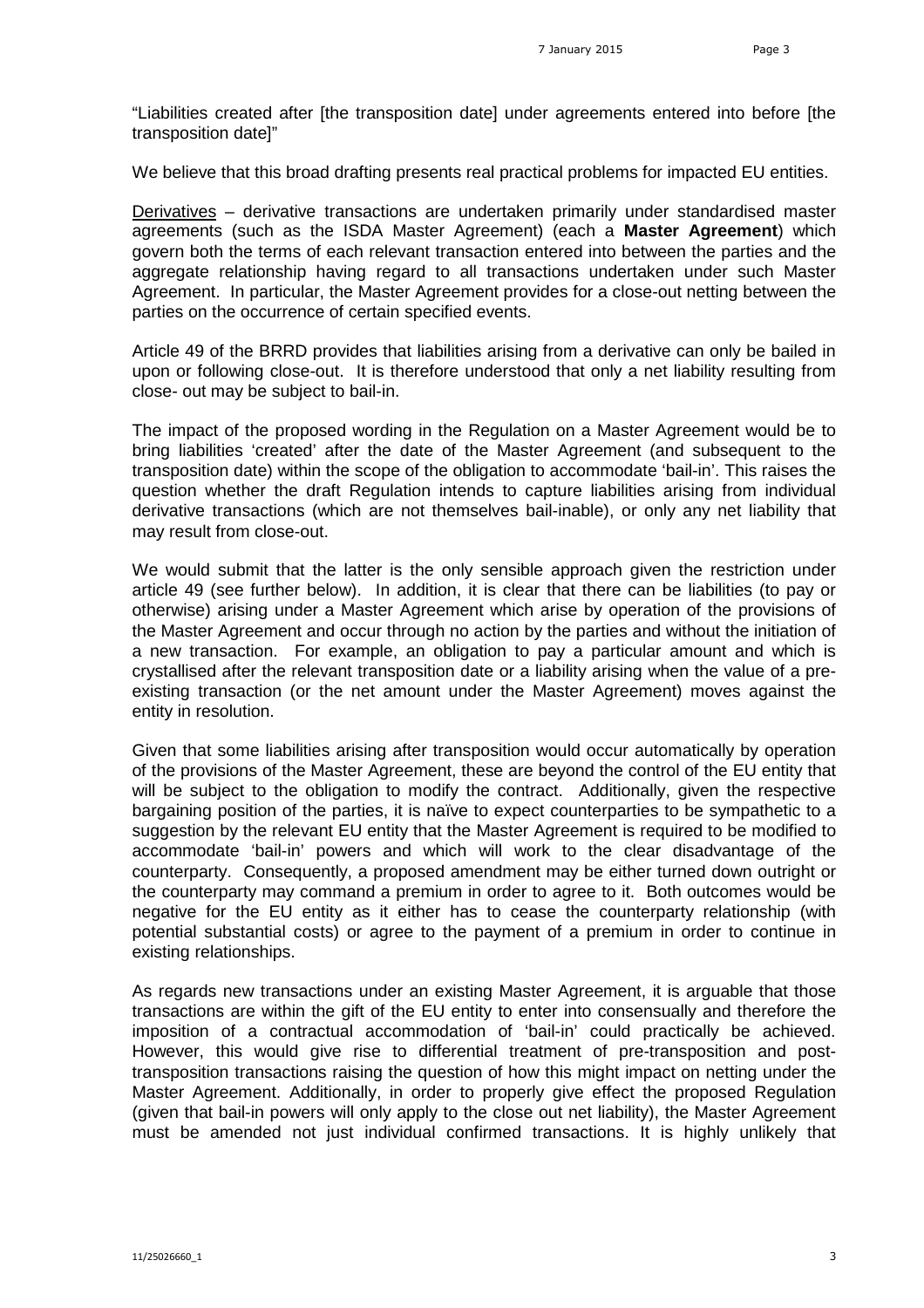"Liabilities created after [the transposition date] under agreements entered into before [the transposition date]"

We believe that this broad drafting presents real practical problems for impacted EU entities.

<u>Derivatives</u> – derivative transactions are undertaken primarily under standardised master agreements (such as the ISDA Master Agreement) (each a **Master Agreement**) which govern both the terms of each relevant transaction entered into between the parties and the aggregate relationship having regard to all transactions undertaken under such Master Agreement. In particular, the Master Agreement provides for a close-out netting between the parties on the occurrence of certain specified events.

Article 49 of the BRRD provides that liabilities arising from a derivative can only be bailed in upon or following close-out. It is therefore understood that only a net liability resulting from close- out may be subject to bail-in.

The impact of the proposed wording in the Regulation on a Master Agreement would be to bring liabilities 'created' after the date of the Master Agreement (and subsequent to the transposition date) within the scope of the obligation to accommodate 'bail-in'. This raises the question whether the draft Regulation intends to capture liabilities arising from individual derivative transactions (which are not themselves bail-inable), or only any net liability that may result from close-out.

We would submit that the latter is the only sensible approach given the restriction under article 49 (see further below). In addition, it is clear that there can be liabilities (to pay or otherwise) arising under a Master Agreement which arise by operation of the provisions of the Master Agreement and occur through no action by the parties and without the initiation of a new transaction. For example, an obligation to pay a particular amount and which is crystallised after the relevant transposition date or a liability arising when the value of a pre-existing transaction (or the net amount under the Master Agreement) moves against the entity in resolution.

Given that some liabilities arising after transposition would occur automatically by operation of the provisions of the Master Agreement, these are beyond the control of the EU entity that will be subject to the obligation to modify the contract. Additionally, given the respective bargaining position of the parties, it is naïve to expect counterparties to be sympathetic to a suggestion by the relevant EU entity that the Master Agreement is required to be modified to accommodate 'bail-in' powers and which will work to the clear disadvantage of the counterparty. Consequently, a proposed amendment may be either turned down outright or the counterparty may command a premium in order to agree to it. Both outcomes would be negative for the EU entity as it either has to cease the counterparty relationship (with potential substantial costs) or agree to the payment of a premium in order to continue in existing relationships.

As regards new transactions under an existing Master Agreement, it is arguable that those transactions are within the gift of the EU entity to enter into consensually and therefore the imposition of a contractual accommodation of 'bail-in' could practically be achieved. However, this would give rise to differential treatment of pre-transposition and post-transposition transactions raising the question of how this might impact on netting under the Master Agreement. Additionally, in order to properly give effect the proposed Regulation (given that bail-in powers will only apply to the close out net liability), the Master Agreement must be amended not just individual confirmed transactions. It is highly unlikely that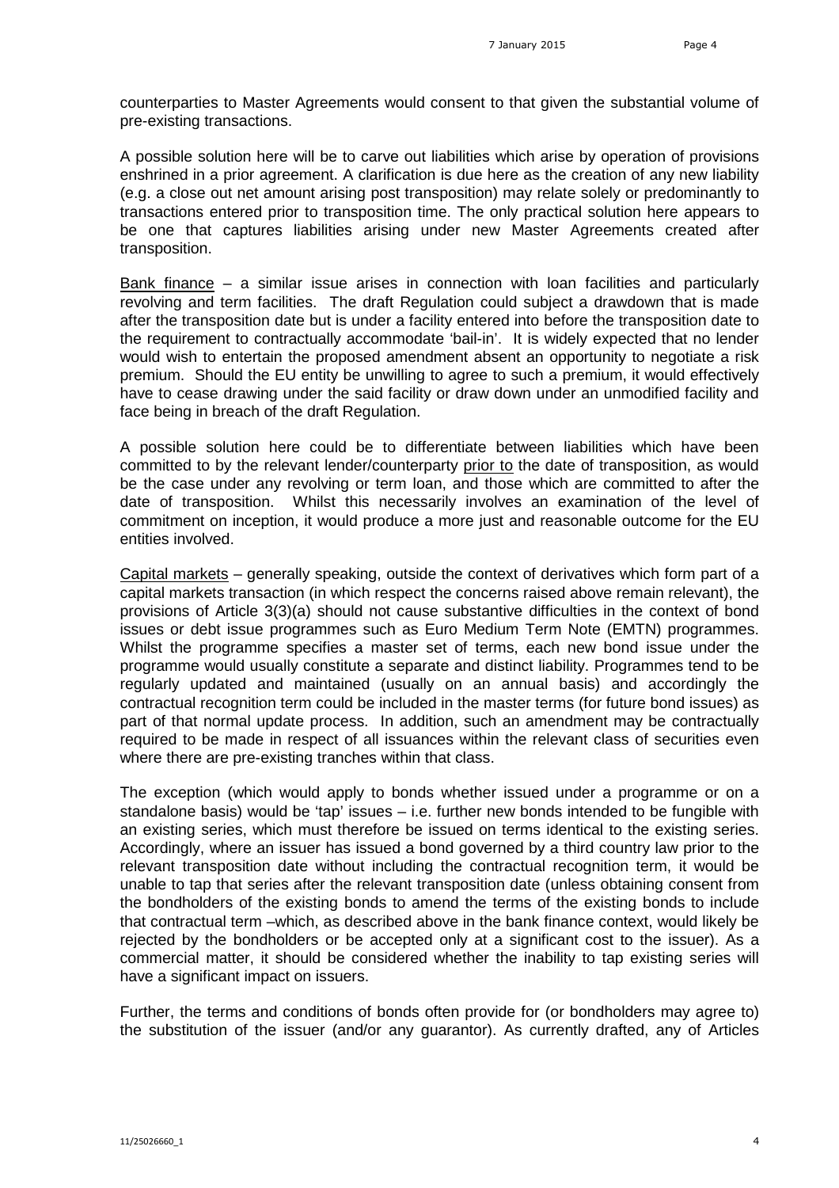counterparties to Master Agreements would consent to that given the substantial volume of pre-existing transactions.

A possible solution here will be to carve out liabilities which arise by operation of provisions enshrined in a prior agreement. A clarification is due here as the creation of any new liability (e.g. a close out net amount arising post transposition) may relate solely or predominantly to transactions entered prior to transposition time. The only practical solution here appears to be one that captures liabilities arising under new Master Agreements created after transposition.

<u>Bank finance</u> – a similar issue arises in connection with loan facilities and particularly revolving and term facilities. The draft Regulation could subject a drawdown that is made after the transposition date but is under a facility entered into before the transposition date to the requirement to contractually accommodate 'bail-in'. It is widely expected that no lender would wish to entertain the proposed amendment absent an opportunity to negotiate a risk premium. Should the EU entity be unwilling to agree to such a premium, it would effectively have to cease drawing under the said facility or draw down under an unmodified facility and face being in breach of the draft Regulation.

A possible solution here could be to differentiate between liabilities which have been committed to by the relevant lender/counterparty <u>prior to</u> the date of transposition, as would be the case under any revolving or term loan, and those which are committed to after the date of transposition. Whilst this necessarily involves an examination of the level of commitment on inception, it would produce a more just and reasonable outcome for the EU entities involved.

<u>Capital markets</u> – generally speaking, outside the context of derivatives which form part of a capital markets transaction (in which respect the concerns raised above remain relevant), the provisions of Article 3(3)(a) should not cause substantive difficulties in the context of bond issues or debt issue programmes such as Euro Medium Term Note (EMTN) programmes. Whilst the programme specifies a master set of terms, each new bond issue under the programme would usually constitute a separate and distinct liability. Programmes tend to be regularly updated and maintained (usually on an annual basis) and accordingly the contractual recognition term could be included in the master terms (for future bond issues) as part of that normal update process. In addition, such an amendment may be contractually required to be made in respect of all issuances within the relevant class of securities even where there are pre-existing tranches within that class.

The exception (which would apply to bonds whether issued under a programme or on a standalone basis) would be 'tap' issues – i.e. further new bonds intended to be fungible with an existing series, which must therefore be issued on terms identical to the existing series. Accordingly, where an issuer has issued a bond governed by a third country law prior to the relevant transposition date without including the contractual recognition term, it would be unable to tap that series after the relevant transposition date (unless obtaining consent from the bondholders of the existing bonds to amend the terms of the existing bonds to include that contractual term –which, as described above in the bank finance context, would likely be rejected by the bondholders or be accepted only at a significant cost to the issuer). As a commercial matter, it should be considered whether the inability to tap existing series will have a significant impact on issuers.

Further, the terms and conditions of bonds often provide for (or bondholders may agree to) the substitution of the issuer (and/or any guarantor). As currently drafted, any of Articles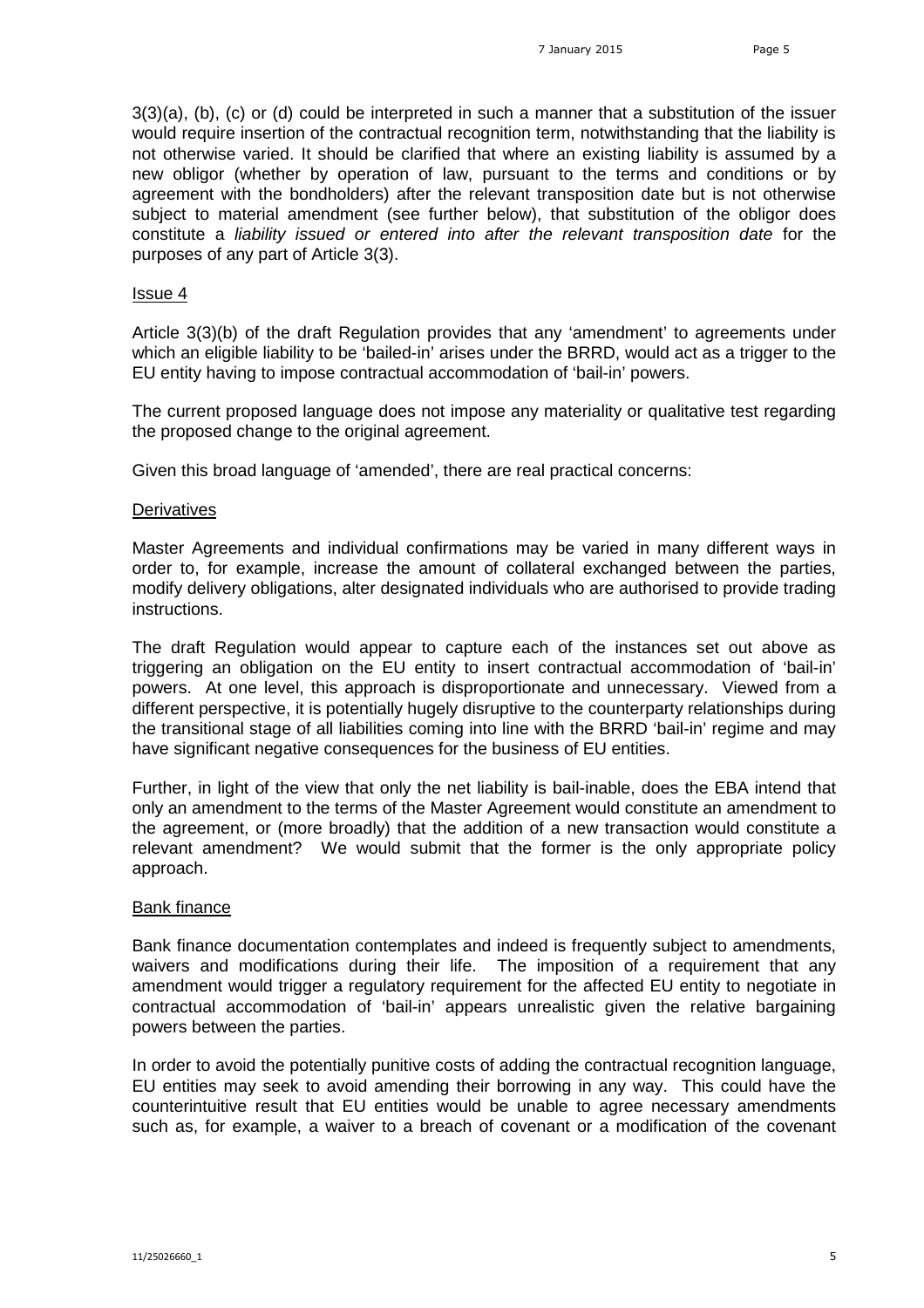3(3)(a), (b), (c) or (d) could be interpreted in such a manner that a substitution of the issuer would require insertion of the contractual recognition term, notwithstanding that the liability is not otherwise varied. It should be clarified that where an existing liability is assumed by a new obligor (whether by operation of law, pursuant to the terms and conditions or by agreement with the bondholders) after the relevant transposition date but is not otherwise subject to material amendment (see further below), that substitution of the obligor does constitute a *liability issued or entered into after the relevant transposition date* for the purposes of any part of Article 3(3).

## Issue 4

Article 3(3)(b) of the draft Regulation provides that any 'amendment' to agreements under which an eligible liability to be 'bailed-in' arises under the BRRD, would act as a trigger to the EU entity having to impose contractual accommodation of 'bail-in' powers.

The current proposed language does not impose any materiality or qualitative test regarding the proposed change to the original agreement.

Given this broad language of 'amended', there are real practical concerns:

### Derivatives

Master Agreements and individual confirmations may be varied in many different ways in order to, for example, increase the amount of collateral exchanged between the parties, modify delivery obligations, alter designated individuals who are authorised to provide trading instructions.

The draft Regulation would appear to capture each of the instances set out above as triggering an obligation on the EU entity to insert contractual accommodation of 'bail-in' powers. At one level, this approach is disproportionate and unnecessary. Viewed from a different perspective, it is potentially hugely disruptive to the counterparty relationships during the transitional stage of all liabilities coming into line with the BRRD 'bail-in' regime and may have significant negative consequences for the business of EU entities.

Further, in light of the view that only the net liability is bail-inable, does the EBA intend that only an amendment to the terms of the Master Agreement would constitute an amendment to the agreement, or (more broadly) that the addition of a new transaction would constitute a relevant amendment? We would submit that the former is the only appropriate policy approach.

### Bank finance

Bank finance documentation contemplates and indeed is frequently subject to amendments, waivers and modifications during their life. The imposition of a requirement that any amendment would trigger a regulatory requirement for the affected EU entity to negotiate in contractual accommodation of 'bail-in' appears unrealistic given the relative bargaining powers between the parties.

In order to avoid the potentially punitive costs of adding the contractual recognition language, EU entities may seek to avoid amending their borrowing in any way. This could have the counterintuitive result that EU entities would be unable to agree necessary amendments such as, for example, a waiver to a breach of covenant or a modification of the covenant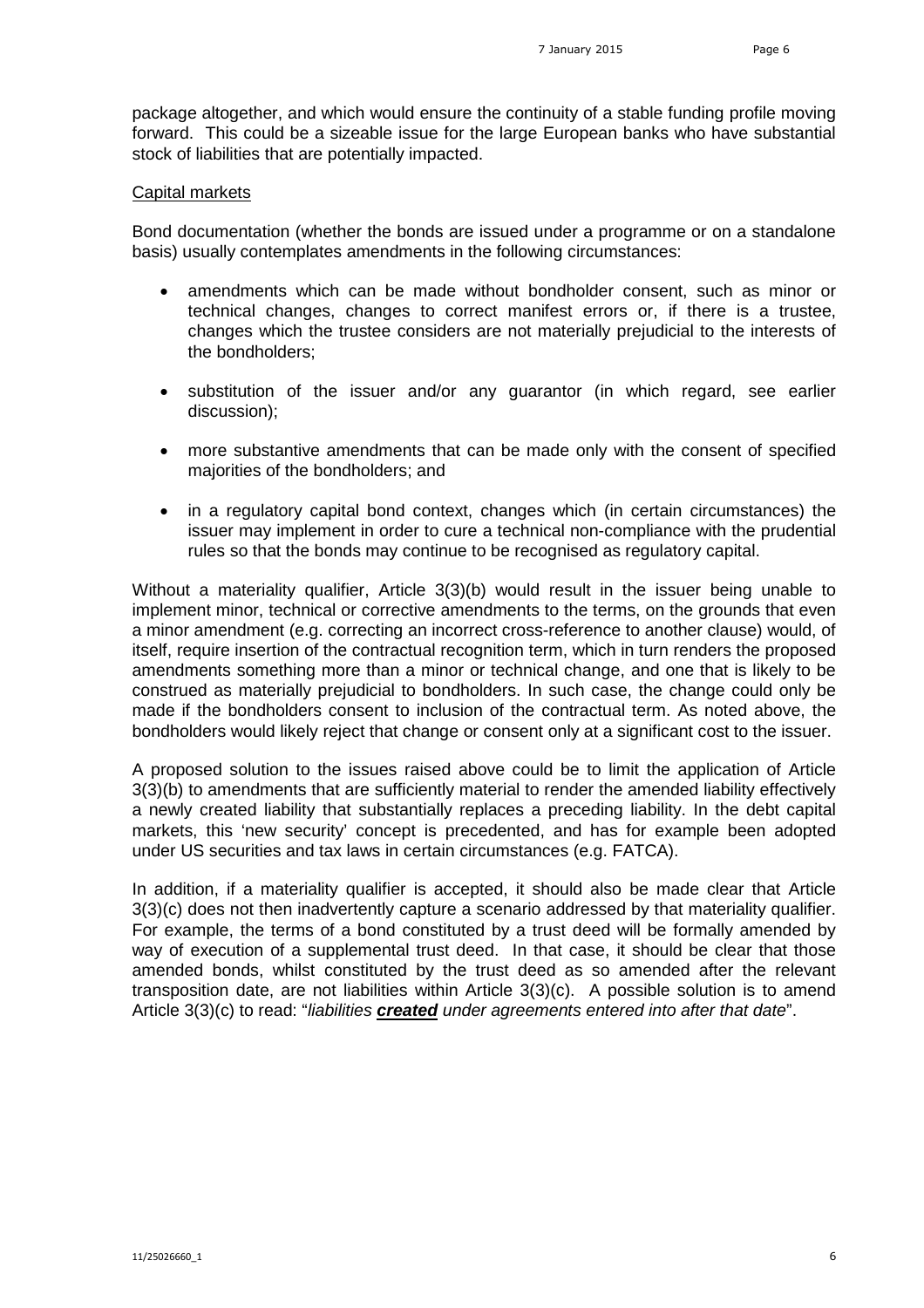package altogether, and which would ensure the continuity of a stable funding profile moving forward. This could be a sizeable issue for the large European banks who have substantial stock of liabilities that are potentially impacted.

Capital markets

Bond documentation (whether the bonds are issued under a programme or on a standalone basis) usually contemplates amendments in the following circumstances:

- amendments which can be made without bondholder consent, such as minor or technical changes, changes to correct manifest errors or, if there is a trustee, changes which the trustee considers are not materially prejudicial to the interests of the bondholders;
- substitution of the issuer and/or any guarantor (in which regard, see earlier discussion);
- more substantive amendments that can be made only with the consent of specified majorities of the bondholders; and
- in a regulatory capital bond context, changes which (in certain circumstances) the issuer may implement in order to cure a technical non-compliance with the prudential rules so that the bonds may continue to be recognised as regulatory capital.

Without a materiality qualifier, Article 3(3)(b) would result in the issuer being unable to implement minor, technical or corrective amendments to the terms, on the grounds that even a minor amendment (e.g. correcting an incorrect cross-reference to another clause) would, of itself, require insertion of the contractual recognition term, which in turn renders the proposed amendments something more than a minor or technical change, and one that is likely to be construed as materially prejudicial to bondholders. In such case, the change could only be made if the bondholders consent to inclusion of the contractual term. As noted above, the bondholders would likely reject that change or consent only at a significant cost to the issuer.

A proposed solution to the issues raised above could be to limit the application of Article 3(3)(b) to amendments that are sufficiently material to render the amended liability effectively a newly created liability that substantially replaces a preceding liability. In the debt capital markets, this 'new security' concept is precedented, and has for example been adopted under US securities and tax laws in certain circumstances (e.g. FATCA).

In addition, if a materiality qualifier is accepted, it should also be made clear that Article 3(3)(c) does not then inadvertently capture a scenario addressed by that materiality qualifier. For example, the terms of a bond constituted by a trust deed will be formally amended by way of execution of a supplemental trust deed. In that case, it should be clear that those amended bonds, whilst constituted by the trust deed as so amended after the relevant transposition date, are not liabilities within Article 3(3)(c). A possible solution is to amend Article 3(3)(c) to read: "*liabilities **created** under agreements entered into after that date*".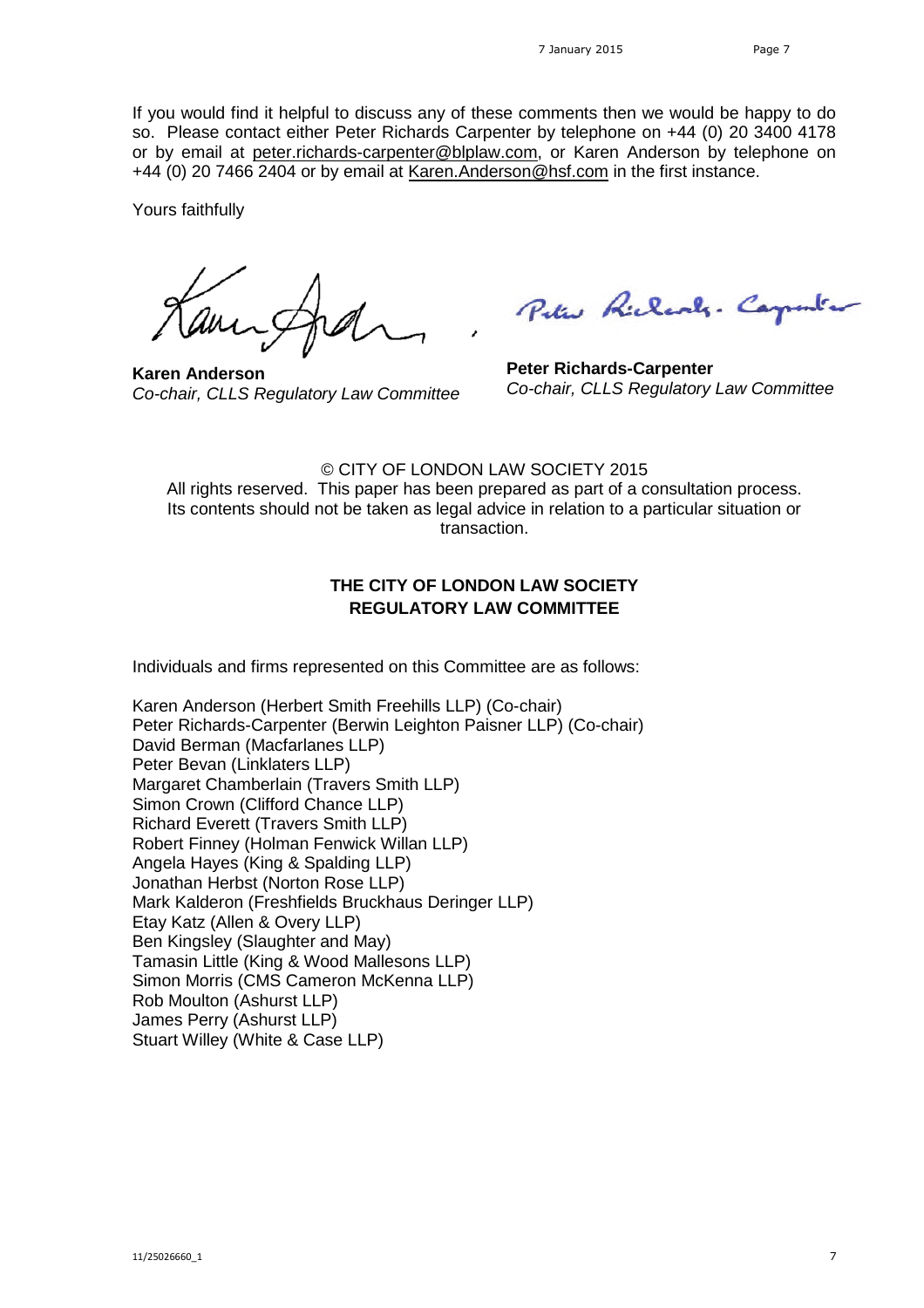If you would find it helpful to discuss any of these comments then we would be happy to do so. Please contact either Peter Richards Carpenter by telephone on +44 (0) 20 3400 4178 or by email at peter.richards-carpenter@blplaw.com, or Karen Anderson by telephone on +44 (0) 20 7466 2404 or by email at Karen.Anderson@hsf.com in the first instance.

Yours faithfully

**Karen Anderson**
*Co-chair, CLLS Regulatory Law Committee*

**Peter Richards-Carpenter**
*Co-chair, CLLS Regulatory Law Committee*

© CITY OF LONDON LAW SOCIETY 2015
All rights reserved. This paper has been prepared as part of a consultation process. Its contents should not be taken as legal advice in relation to a particular situation or transaction.

**THE CITY OF LONDON LAW SOCIETY**
**REGULATORY LAW COMMITTEE**

Individuals and firms represented on this Committee are as follows:

Karen Anderson (Herbert Smith Freehills LLP) (Co-chair)
Peter Richards-Carpenter (Berwin Leighton Paisner LLP) (Co-chair)
David Berman (Macfarlanes LLP)
Peter Bevan (Linklaters LLP)
Margaret Chamberlain (Travers Smith LLP)
Simon Crown (Clifford Chance LLP)
Richard Everett (Travers Smith LLP)
Robert Finney (Holman Fenwick Willan LLP)
Angela Hayes (King & Spalding LLP)
Jonathan Herbst (Norton Rose LLP)
Mark Kalderon (Freshfields Bruckhaus Deringer LLP)
Etay Katz (Allen & Overy LLP)
Ben Kingsley (Slaughter and May)
Tamasin Little (King & Wood Mallesons LLP)
Simon Morris (CMS Cameron McKenna LLP)
Rob Moulton (Ashurst LLP)
James Perry (Ashurst LLP)
Stuart Willey (White & Case LLP)